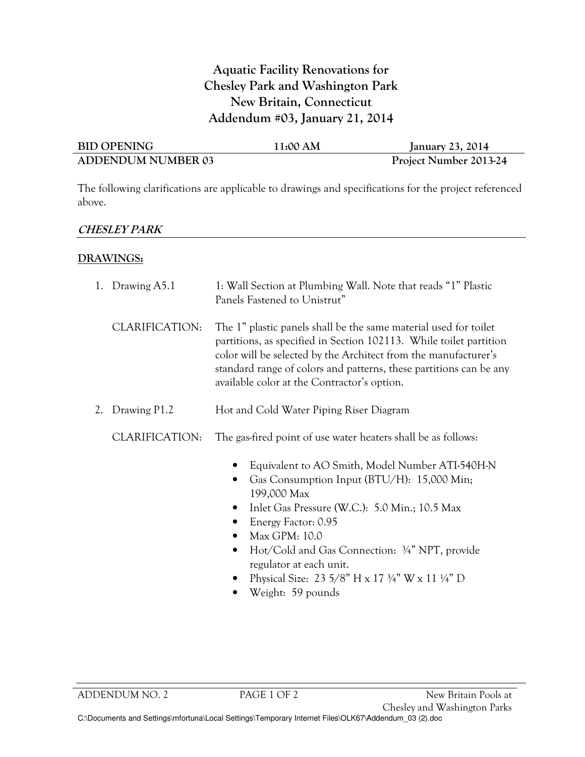# Aquatic Facility Renovations for Chesley Park and Washington Park New Britain, Connecticut Addendum #03, January 21, 2014

| BID OPENING | 11:00 AM | January 23, 2014 |
|---|---|---|
| ADDENDUM NUMBER 03 | | Project Number 2013-24 |

The following clarifications are applicable to drawings and specifications for the project referenced above.

## *CHESLEY PARK*

### DRAWINGS:

1. Drawing A5.1 — 1: Wall Section at Plumbing Wall. Note that reads "1" Plastic Panels Fastened to Unistrut"

   CLARIFICATION: The 1" plastic panels shall be the same material used for toilet partitions, as specified in Section 102113. While toilet partition color will be selected by the Architect from the manufacturer's standard range of colors and patterns, these partitions can be any available color at the Contractor's option.

2. Drawing P1.2 — Hot and Cold Water Piping Riser Diagram

   CLARIFICATION: The gas-fired point of use water heaters shall be as follows:

   - Equivalent to AO Smith, Model Number ATI-540H-N
   - Gas Consumption Input (BTU/H): 15,000 Min; 199,000 Max
   - Inlet Gas Pressure (W.C.): 5.0 Min.; 10.5 Max
   - Energy Factor: 0.95
   - Max GPM: 10.0
   - Hot/Cold and Gas Connection: ¾" NPT, provide regulator at each unit.
   - Physical Size: 23 5/8" H x 17 ¾" W x 11 ¼" D
   - Weight: 59 pounds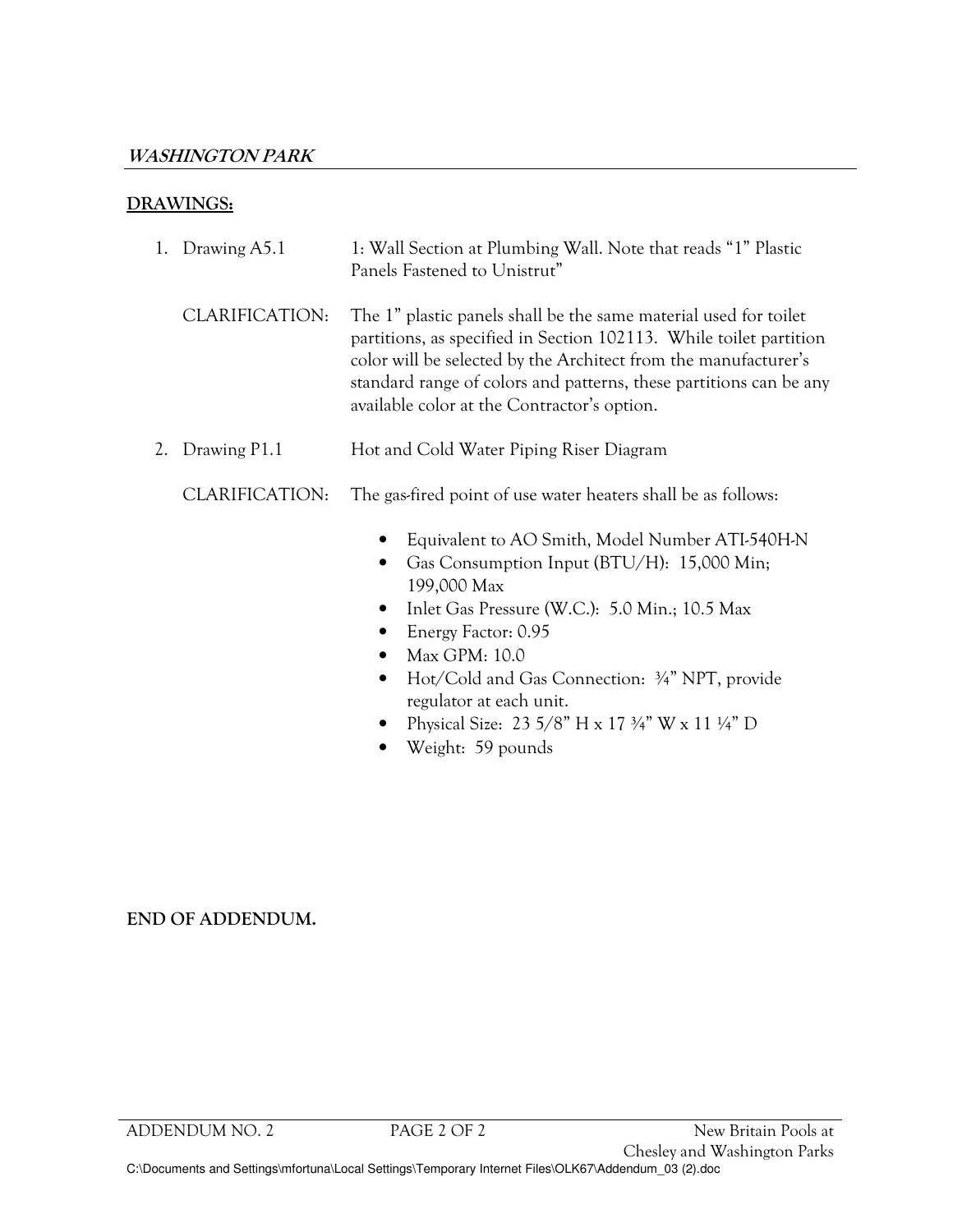***WASHINGTON PARK***

**DRAWINGS:**

1. Drawing A5.1 — 1: Wall Section at Plumbing Wall. Note that reads "1" Plastic Panels Fastened to Unistrut"

   CLARIFICATION: The 1" plastic panels shall be the same material used for toilet partitions, as specified in Section 102113. While toilet partition color will be selected by the Architect from the manufacturer's standard range of colors and patterns, these partitions can be any available color at the Contractor's option.

2. Drawing P1.1 — Hot and Cold Water Piping Riser Diagram

   CLARIFICATION: The gas-fired point of use water heaters shall be as follows:

   - Equivalent to AO Smith, Model Number ATI-540H-N
   - Gas Consumption Input (BTU/H): 15,000 Min; 199,000 Max
   - Inlet Gas Pressure (W.C.): 5.0 Min.; 10.5 Max
   - Energy Factor: 0.95
   - Max GPM: 10.0
   - Hot/Cold and Gas Connection: ¾" NPT, provide regulator at each unit.
   - Physical Size: 23 5/8" H x 17 ¾" W x 11 ¼" D
   - Weight: 59 pounds

**END OF ADDENDUM.**